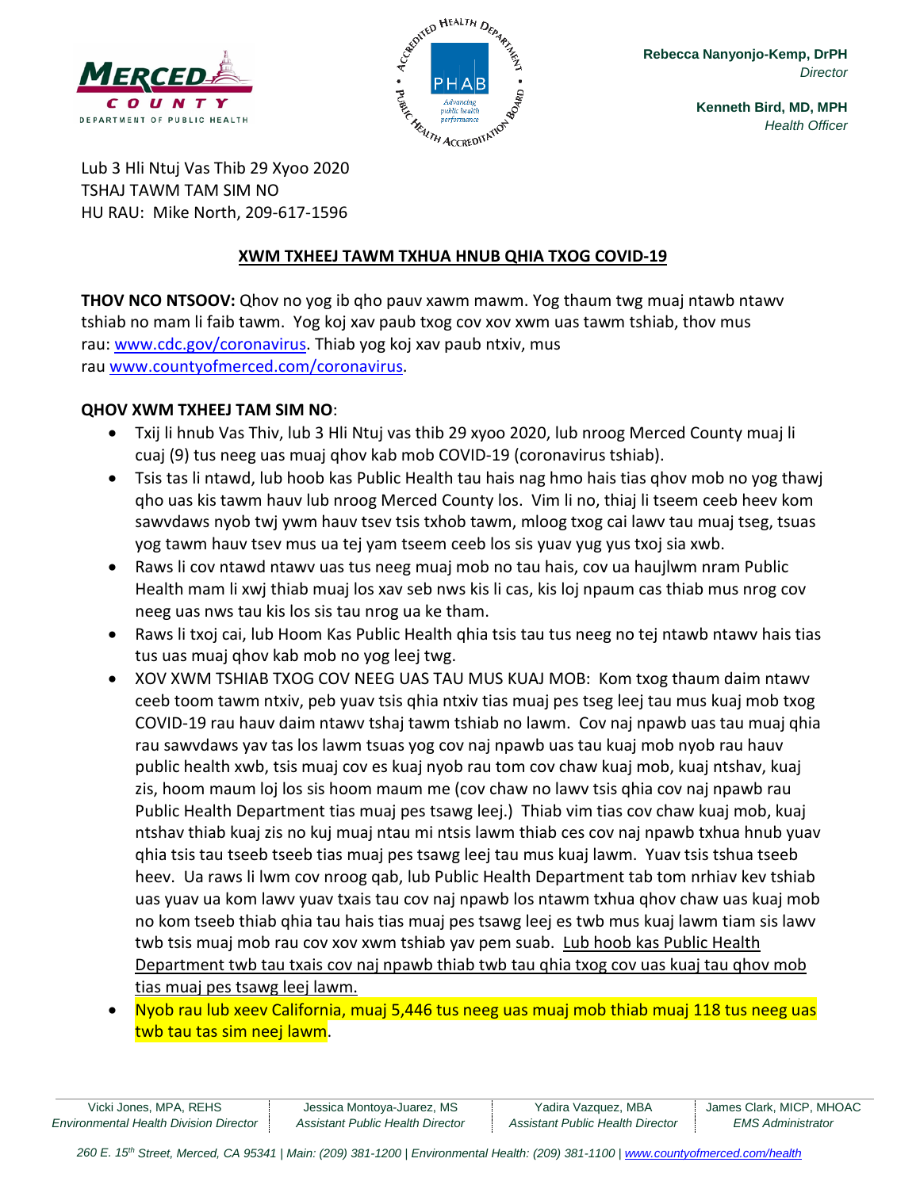**Rebecca Nanyonjo-Kemp, DrPH**
*Director*

**Kenneth Bird, MD, MPH**
*Health Officer*

Lub 3 Hli Ntuj Vas Thib 29 Xyoo 2020
TSHAJ TAWM TAM SIM NO
HU RAU: Mike North, 209-617-1596

## XWM TXHEEJ TAWM TXHUA HNUB QHIA TXOG COVID-19

**THOV NCO NTSOOV:** Qhov no yog ib qho pauv xawm mawm. Yog thaum twg muaj ntawb ntawv tshiab no mam li faib tawm. Yog koj xav paub txog cov xov xwm uas tawm tshiab, thov mus rau: www.cdc.gov/coronavirus. Thiab yog koj xav paub ntxiv, mus rau www.countyofmerced.com/coronavirus.

**QHOV XWM TXHEEJ TAM SIM NO**:

- Txij li hnub Vas Thiv, lub 3 Hli Ntuj vas thib 29 xyoo 2020, lub nroog Merced County muaj li cuaj (9) tus neeg uas muaj qhov kab mob COVID-19 (coronavirus tshiab).
- Tsis tas li ntawd, lub hoob kas Public Health tau hais nag hmo hais tias qhov mob no yog thawj qho uas kis tawm hauv lub nroog Merced County los. Vim li no, thiaj li tseem ceeb heev kom sawvdaws nyob twj ywm hauv tsev tsis txhob tawm, mloog txog cai lawv tau muaj tseg, tsuas yog tawm hauv tsev mus ua tej yam tseem ceeb los sis yuav yug yus txoj sia xwb.
- Raws li cov ntawd ntawv uas tus neeg muaj mob no tau hais, cov ua haujlwm nram Public Health mam li xwj thiab muaj los xav seb nws kis li cas, kis loj npaum cas thiab mus nrog cov neeg uas nws tau kis los sis tau nrog ua ke tham.
- Raws li txoj cai, lub Hoom Kas Public Health qhia tsis tau tus neeg no tej ntawb ntawv hais tias tus uas muaj qhov kab mob no yog leej twg.
- XOV XWM TSHIAB TXOG COV NEEG UAS TAU MUS KUAJ MOB: Kom txog thaum daim ntawv ceeb toom tawm ntxiv, peb yuav tsis qhia ntxiv tias muaj pes tseg leej tau mus kuaj mob txog COVID-19 rau hauv daim ntawv tshaj tawm tshiab no lawm. Cov naj npawb uas tau muaj qhia rau sawvdaws yav tas los lawm tsuas yog cov naj npawb uas tau kuaj mob nyob rau hauv public health xwb, tsis muaj cov es kuaj nyob rau tom cov chaw kuaj mob, kuaj ntshav, kuaj zis, hoom maum loj los sis hoom maum me (cov chaw no lawv tsis qhia cov naj npawb rau Public Health Department tias muaj pes tsawg leej.) Thiab vim tias cov chaw kuaj mob, kuaj ntshav thiab kuaj zis no kuj muaj ntau mi ntsis lawm thiab ces cov naj npawb txhua hnub yuav qhia tsis tau tseeb tseeb tias muaj pes tsawg leej tau mus kuaj lawm. Yuav tsis tshua tseeb heev. Ua raws li lwm cov nroog qab, lub Public Health Department tab tom nrhiav kev tshiab uas yuav ua kom lawv yuav txais tau cov naj npawb los ntawm txhua qhov chaw uas kuaj mob no kom tseeb thiab qhia tau hais tias muaj pes tsawg leej es twb mus kuaj lawm tiam sis lawv twb tsis muaj mob rau cov xov xwm tshiab yav pem suab. <u>Lub hoob kas Public Health Department twb tau txais cov naj npawb thiab twb tau qhia txog cov uas kuaj tau qhov mob tias muaj pes tsawg leej lawm.</u>
- Nyob rau lub xeev California, muaj 5,446 tus neeg uas muaj mob thiab muaj 118 tus neeg uas twb tau tas sim neej lawm.

| Vicki Jones, MPA, REHS | Jessica Montoya-Juarez, MS | Yadira Vazquez, MBA | James Clark, MICP, MHOAC |
|---|---|---|---|
| *Environmental Health Division Director* | *Assistant Public Health Director* | *Assistant Public Health Director* | *EMS Administrator* |

*260 E. 15th Street, Merced, CA 95341 | Main: (209) 381-1200 | Environmental Health: (209) 381-1100 | www.countyofmerced.com/health*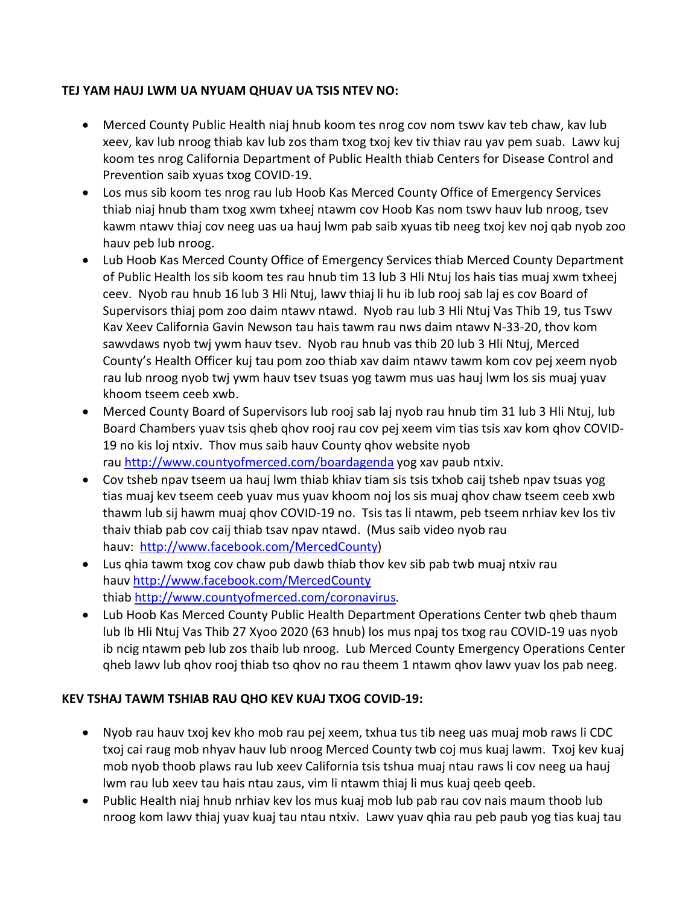**TEJ YAM HAUJ LWM UA NYUAM QHUAV UA TSIS NTEV NO:**

- Merced County Public Health niaj hnub koom tes nrog cov nom tswv kav teb chaw, kav lub xeev, kav lub nroog thiab kav lub zos tham txog txoj kev tiv thiav rau yav pem suab. Lawv kuj koom tes nrog California Department of Public Health thiab Centers for Disease Control and Prevention saib xyuas txog COVID-19.
- Los mus sib koom tes nrog rau lub Hoob Kas Merced County Office of Emergency Services thiab niaj hnub tham txog xwm txheej ntawm cov Hoob Kas nom tswv hauv lub nroog, tsev kawm ntawv thiaj cov neeg uas ua hauj lwm pab saib xyuas tib neeg txoj kev noj qab nyob zoo hauv peb lub nroog.
- Lub Hoob Kas Merced County Office of Emergency Services thiab Merced County Department of Public Health los sib koom tes rau hnub tim 13 lub 3 Hli Ntuj los hais tias muaj xwm txheej ceev. Nyob rau hnub 16 lub 3 Hli Ntuj, lawv thiaj li hu ib lub rooj sab laj es cov Board of Supervisors thiaj pom zoo daim ntawv ntawd. Nyob rau lub 3 Hli Ntuj Vas Thib 19, tus Tswv Kav Xeev California Gavin Newson tau hais tawm rau nws daim ntawv N-33-20, thov kom sawvdaws nyob twj ywm hauv tsev. Nyob rau hnub vas thib 20 lub 3 Hli Ntuj, Merced County's Health Officer kuj tau pom zoo thiab xav daim ntawv tawm kom cov pej xeem nyob rau lub nroog nyob twj ywm hauv tsev tsuas yog tawm mus uas hauj lwm los sis muaj yuav khoom tseem ceeb xwb.
- Merced County Board of Supervisors lub rooj sab laj nyob rau hnub tim 31 lub 3 Hli Ntuj, lub Board Chambers yuav tsis qheb qhov rooj rau cov pej xeem vim tias tsis xav kom qhov COVID-19 no kis loj ntxiv. Thov mus saib hauv County qhov website nyob rau http://www.countyofmerced.com/boardagenda yog xav paub ntxiv.
- Cov tsheb npav tseem ua hauj lwm thiab khiav tiam sis tsis txhob caij tsheb npav tsuas yog tias muaj kev tseem ceeb yuav mus yuav khoom noj los sis muaj qhov chaw tseem ceeb xwb thawm lub sij hawm muaj qhov COVID-19 no. Tsis tas li ntawm, peb tseem nrhiav kev los tiv thaiv thiab pab cov caij thiab tsav npav ntawd. (Mus saib video nyob rau hauv: http://www.facebook.com/MercedCounty)
- Lus qhia tawm txog cov chaw pub dawb thiab thov kev sib pab twb muaj ntxiv rau hauv http://www.facebook.com/MercedCounty thiab http://www.countyofmerced.com/coronavirus.
- Lub Hoob Kas Merced County Public Health Department Operations Center twb qheb thaum lub Ib Hli Ntuj Vas Thib 27 Xyoo 2020 (63 hnub) los mus npaj tos txog rau COVID-19 uas nyob ib ncig ntawm peb lub zos thaib lub nroog. Lub Merced County Emergency Operations Center qheb lawv lub qhov rooj thiab tso qhov no rau theem 1 ntawm qhov lawv yuav los pab neeg.

**KEV TSHAJ TAWM TSHIAB RAU QHO KEV KUAJ TXOG COVID-19:**

- Nyob rau hauv txoj kev kho mob rau pej xeem, txhua tus tib neeg uas muaj mob raws li CDC txoj cai raug mob nhyav hauv lub nroog Merced County twb coj mus kuaj lawm. Txoj kev kuaj mob nyob thoob plaws rau lub xeev California tsis tshua muaj ntau raws li cov neeg ua hauj lwm rau lub xeev tau hais ntau zaus, vim li ntawm thiaj li mus kuaj qeeb qeeb.
- Public Health niaj hnub nrhiav kev los mus kuaj mob lub pab rau cov nais maum thoob lub nroog kom lawv thiaj yuav kuaj tau ntau ntxiv. Lawv yuav qhia rau peb paub yog tias kuaj tau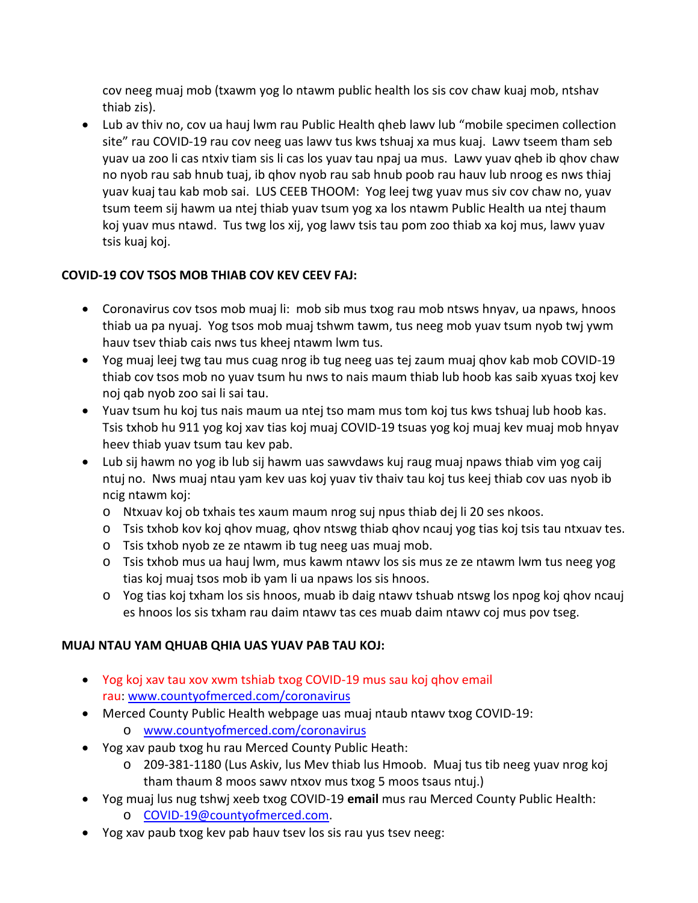cov neeg muaj mob (txawm yog lo ntawm public health los sis cov chaw kuaj mob, ntshav thiab zis).

- Lub av thiv no, cov ua hauj lwm rau Public Health qheb lawv lub "mobile specimen collection site" rau COVID-19 rau cov neeg uas lawv tus kws tshuaj xa mus kuaj. Lawv tseem tham seb yuav ua zoo li cas ntxiv tiam sis li cas los yuav tau npaj ua mus. Lawv yuav qheb ib qhov chaw no nyob rau sab hnub tuaj, ib qhov nyob rau sab hnub poob rau hauv lub nroog es nws thiaj yuav kuaj tau kab mob sai. LUS CEEB THOOM: Yog leej twg yuav mus siv cov chaw no, yuav tsum teem sij hawm ua ntej thiab yuav tsum yog xa los ntawm Public Health ua ntej thaum koj yuav mus ntawd. Tus twg los xij, yog lawv tsis tau pom zoo thiab xa koj mus, lawv yuav tsis kuaj koj.

**COVID-19 COV TSOS MOB THIAB COV KEV CEEV FAJ:**

- Coronavirus cov tsos mob muaj li: mob sib mus txog rau mob ntsws hnyav, ua npaws, hnoos thiab ua pa nyuaj. Yog tsos mob muaj tshwm tawm, tus neeg mob yuav tsum nyob twj ywm hauv tsev thiab cais nws tus kheej ntawm lwm tus.
- Yog muaj leej twg tau mus cuag nrog ib tug neeg uas tej zaum muaj qhov kab mob COVID-19 thiab cov tsos mob no yuav tsum hu nws to nais maum thiab lub hoob kas saib xyuas txoj kev noj qab nyob zoo sai li sai tau.
- Yuav tsum hu koj tus nais maum ua ntej tso mam mus tom koj tus kws tshuaj lub hoob kas. Tsis txhob hu 911 yog koj xav tias koj muaj COVID-19 tsuas yog koj muaj kev muaj mob hnyav heev thiab yuav tsum tau kev pab.
- Lub sij hawm no yog ib lub sij hawm uas sawvdaws kuj raug muaj npaws thiab vim yog caij ntuj no. Nws muaj ntau yam kev uas koj yuav tiv thaiv tau koj tus keej thiab cov uas nyob ib ncig ntawm koj:
  - Ntxuav koj ob txhais tes xaum maum nrog suj npus thiab dej li 20 ses nkoos.
  - Tsis txhob kov koj qhov muag, qhov ntswg thiab qhov ncauj yog tias koj tsis tau ntxuav tes.
  - Tsis txhob nyob ze ze ntawm ib tug neeg uas muaj mob.
  - Tsis txhob mus ua hauj lwm, mus kawm ntawv los sis mus ze ze ntawm lwm tus neeg yog tias koj muaj tsos mob ib yam li ua npaws los sis hnoos.
  - Yog tias koj txham los sis hnoos, muab ib daig ntawv tshuab ntswg los npog koj qhov ncauj es hnoos los sis txham rau daim ntawv tas ces muab daim ntawv coj mus pov tseg.

**MUAJ NTAU YAM QHUAB QHIA UAS YUAV PAB TAU KOJ:**

- Yog koj xav tau xov xwm tshiab txog COVID-19 mus sau koj qhov email rau: [www.countyofmerced.com/coronavirus](http://www.countyofmerced.com/coronavirus)
- Merced County Public Health webpage uas muaj ntaub ntawv txog COVID-19:
  - [www.countyofmerced.com/coronavirus](http://www.countyofmerced.com/coronavirus)
- Yog xav paub txog hu rau Merced County Public Heath:
  - 209-381-1180 (Lus Askiv, lus Mev thiab lus Hmoob. Muaj tus tib neeg yuav nrog koj tham thaum 8 moos sawv ntxov mus txog 5 moos tsaus ntuj.)
- Yog muaj lus nug tshwj xeeb txog COVID-19 **email** mus rau Merced County Public Health:
  - [COVID-19@countyofmerced.com](mailto:COVID-19@countyofmerced.com).
- Yog xav paub txog kev pab hauv tsev los sis rau yus tsev neeg: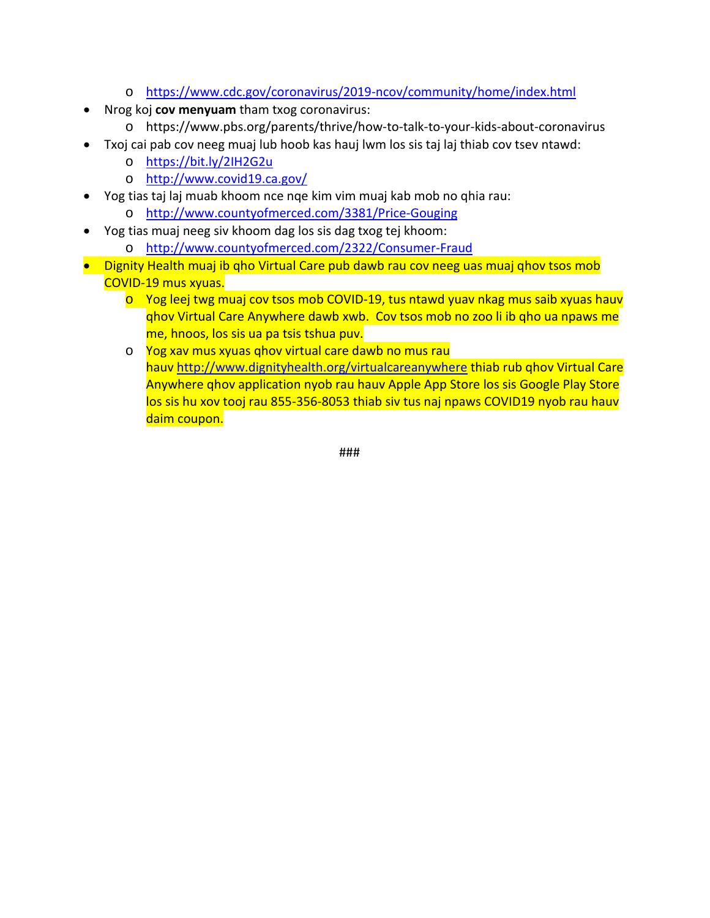- https://www.cdc.gov/coronavirus/2019-ncov/community/home/index.html
- Nrog koj **cov menyuam** tham txog coronavirus:
  - https://www.pbs.org/parents/thrive/how-to-talk-to-your-kids-about-coronavirus
- Txoj cai pab cov neeg muaj lub hoob kas hauj lwm los sis taj laj thiab cov tsev ntawd:
  - https://bit.ly/2IH2G2u
  - http://www.covid19.ca.gov/
- Yog tias taj laj muab khoom nce nqe kim vim muaj kab mob no qhia rau:
  - http://www.countyofmerced.com/3381/Price-Gouging
- Yog tias muaj neeg siv khoom dag los sis dag txog tej khoom:
  - http://www.countyofmerced.com/2322/Consumer-Fraud
- Dignity Health muaj ib qho Virtual Care pub dawb rau cov neeg uas muaj qhov tsos mob COVID-19 mus xyuas.
  - Yog leej twg muaj cov tsos mob COVID-19, tus ntawd yuav nkag mus saib xyuas hauv qhov Virtual Care Anywhere dawb xwb. Cov tsos mob no zoo li ib qho ua npaws me me, hnoos, los sis ua pa tsis tshua puv.
  - Yog xav mus xyuas qhov virtual care dawb no mus rau hauv http://www.dignityhealth.org/virtualcareanywhere thiab rub qhov Virtual Care Anywhere qhov application nyob rau hauv Apple App Store los sis Google Play Store los sis hu xov tooj rau 855-356-8053 thiab siv tus naj npaws COVID19 nyob rau hauv daim coupon.

###